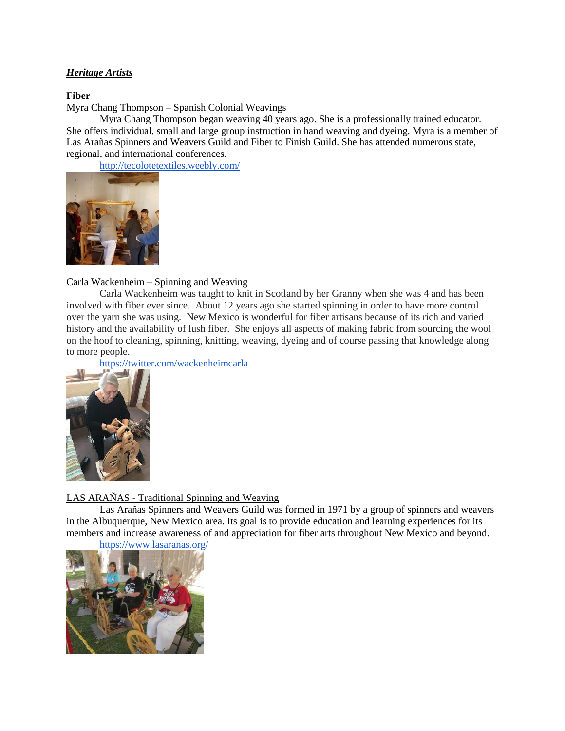***Heritage Artists***

**Fiber**

Myra Chang Thompson – Spanish Colonial Weavings

Myra Chang Thompson began weaving 40 years ago. She is a professionally trained educator. She offers individual, small and large group instruction in hand weaving and dyeing. Myra is a member of Las Arañas Spinners and Weavers Guild and Fiber to Finish Guild. She has attended numerous state, regional, and international conferences.

http://tecolotetextiles.weebly.com/

Carla Wackenheim – Spinning and Weaving

Carla Wackenheim was taught to knit in Scotland by her Granny when she was 4 and has been involved with fiber ever since. About 12 years ago she started spinning in order to have more control over the yarn she was using. New Mexico is wonderful for fiber artisans because of its rich and varied history and the availability of lush fiber. She enjoys all aspects of making fabric from sourcing the wool on the hoof to cleaning, spinning, knitting, weaving, dyeing and of course passing that knowledge along to more people.

https://twitter.com/wackenheimcarla

LAS ARAÑAS - Traditional Spinning and Weaving

Las Arañas Spinners and Weavers Guild was formed in 1971 by a group of spinners and weavers in the Albuquerque, New Mexico area. Its goal is to provide education and learning experiences for its members and increase awareness of and appreciation for fiber arts throughout New Mexico and beyond.

https://www.lasaranas.org/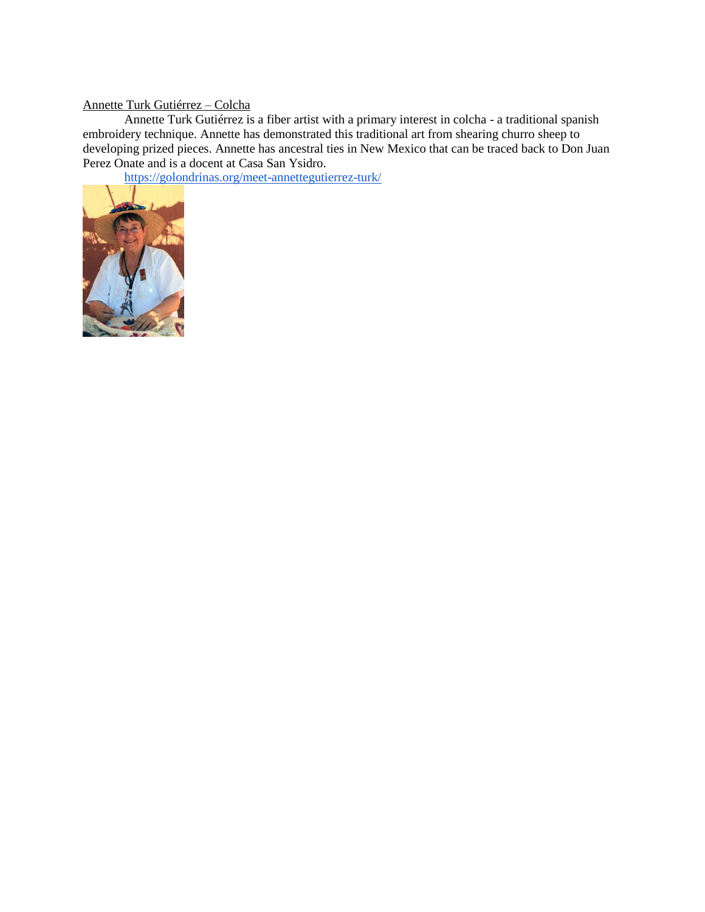Annette Turk Gutiérrez – Colcha

Annette Turk Gutiérrez is a fiber artist with a primary interest in colcha - a traditional spanish embroidery technique. Annette has demonstrated this traditional art from shearing churro sheep to developing prized pieces. Annette has ancestral ties in New Mexico that can be traced back to Don Juan Perez Onate and is a docent at Casa San Ysidro.

https://golondrinas.org/meet-annettegutierrez-turk/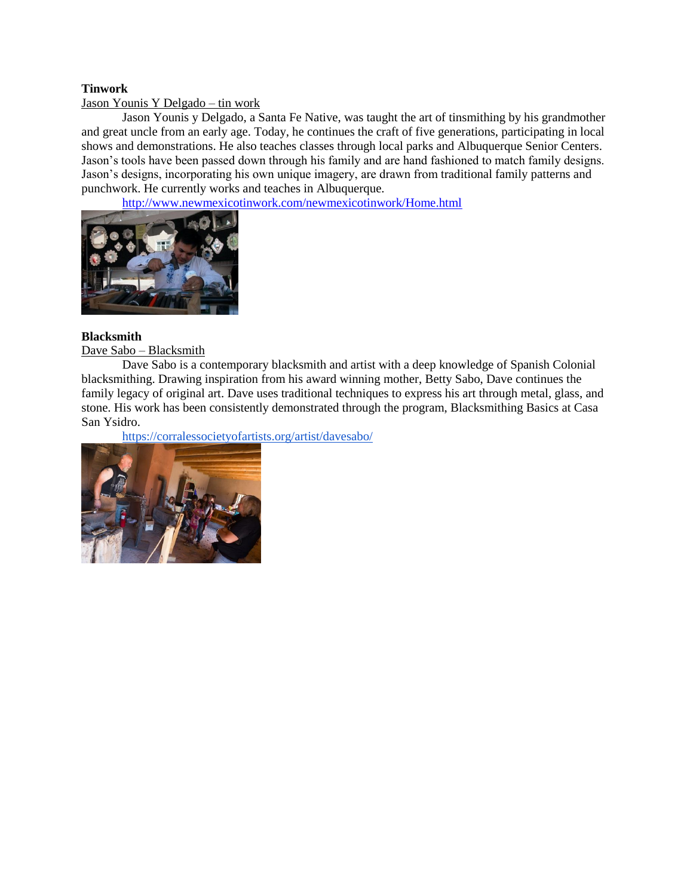**Tinwork**

Jason Younis Y Delgado – tin work

Jason Younis y Delgado, a Santa Fe Native, was taught the art of tinsmithing by his grandmother and great uncle from an early age. Today, he continues the craft of five generations, participating in local shows and demonstrations. He also teaches classes through local parks and Albuquerque Senior Centers. Jason's tools have been passed down through his family and are hand fashioned to match family designs. Jason's designs, incorporating his own unique imagery, are drawn from traditional family patterns and punchwork. He currently works and teaches in Albuquerque.

http://www.newmexicotinwork.com/newmexicotinwork/Home.html

**Blacksmith**

Dave Sabo – Blacksmith

Dave Sabo is a contemporary blacksmith and artist with a deep knowledge of Spanish Colonial blacksmithing. Drawing inspiration from his award winning mother, Betty Sabo, Dave continues the family legacy of original art. Dave uses traditional techniques to express his art through metal, glass, and stone. His work has been consistently demonstrated through the program, Blacksmithing Basics at Casa San Ysidro.

https://corralessocietyofartists.org/artist/davesabo/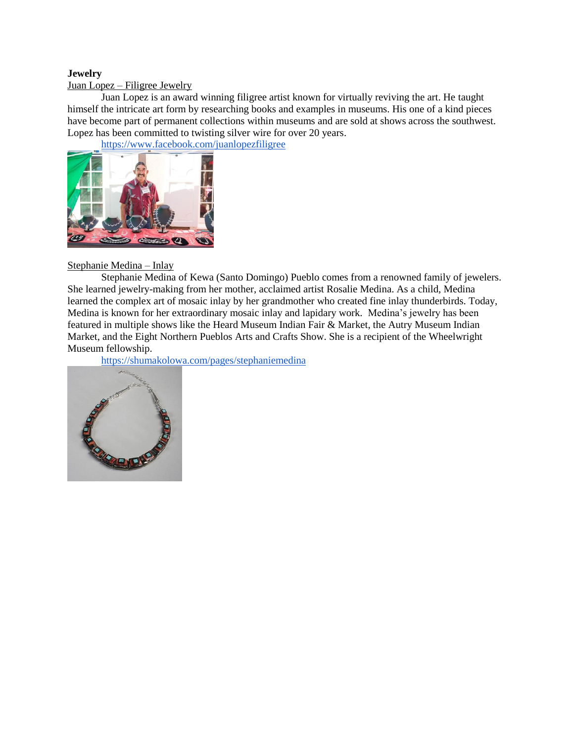**Jewelry**

Juan Lopez – Filigree Jewelry

Juan Lopez is an award winning filigree artist known for virtually reviving the art. He taught himself the intricate art form by researching books and examples in museums. His one of a kind pieces have become part of permanent collections within museums and are sold at shows across the southwest. Lopez has been committed to twisting silver wire for over 20 years.

https://www.facebook.com/juanlopezfiligree

Stephanie Medina – Inlay

Stephanie Medina of Kewa (Santo Domingo) Pueblo comes from a renowned family of jewelers. She learned jewelry-making from her mother, acclaimed artist Rosalie Medina. As a child, Medina learned the complex art of mosaic inlay by her grandmother who created fine inlay thunderbirds. Today, Medina is known for her extraordinary mosaic inlay and lapidary work. Medina's jewelry has been featured in multiple shows like the Heard Museum Indian Fair & Market, the Autry Museum Indian Market, and the Eight Northern Pueblos Arts and Crafts Show. She is a recipient of the Wheelwright Museum fellowship.

https://shumakolowa.com/pages/stephaniemedina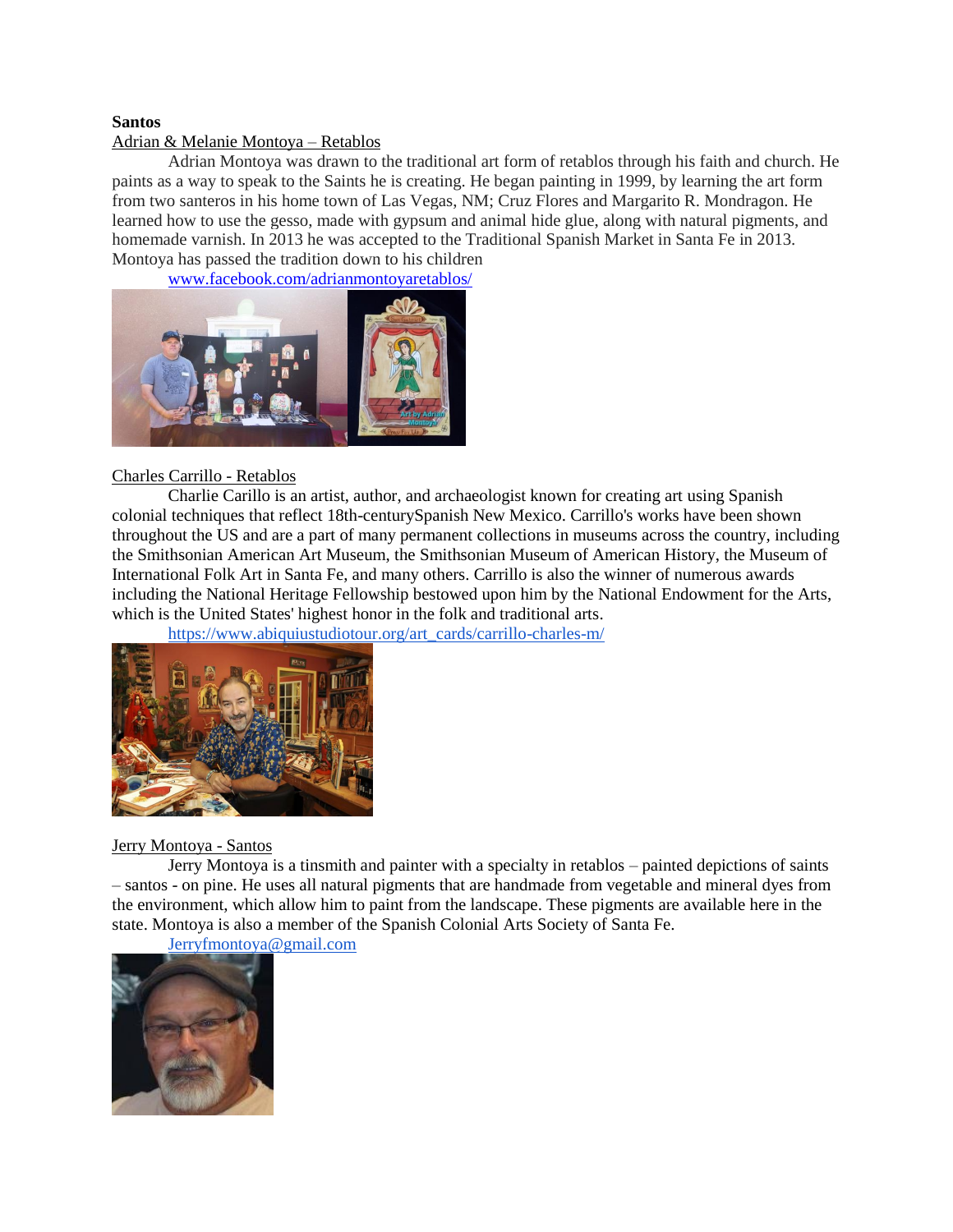**Santos**

Adrian & Melanie Montoya – Retablos

Adrian Montoya was drawn to the traditional art form of retablos through his faith and church. He paints as a way to speak to the Saints he is creating. He began painting in 1999, by learning the art form from two santeros in his home town of Las Vegas, NM; Cruz Flores and Margarito R. Mondragon. He learned how to use the gesso, made with gypsum and animal hide glue, along with natural pigments, and homemade varnish. In 2013 he was accepted to the Traditional Spanish Market in Santa Fe in 2013. Montoya has passed the tradition down to his children

www.facebook.com/adrianmontoyaretablos/

Charles Carrillo - Retablos

Charlie Carillo is an artist, author, and archaeologist known for creating art using Spanish colonial techniques that reflect 18th-centurySpanish New Mexico. Carrillo's works have been shown throughout the US and are a part of many permanent collections in museums across the country, including the Smithsonian American Art Museum, the Smithsonian Museum of American History, the Museum of International Folk Art in Santa Fe, and many others. Carrillo is also the winner of numerous awards including the National Heritage Fellowship bestowed upon him by the National Endowment for the Arts, which is the United States' highest honor in the folk and traditional arts.

https://www.abiquiustudiotour.org/art_cards/carrillo-charles-m/

Jerry Montoya - Santos

Jerry Montoya is a tinsmith and painter with a specialty in retablos – painted depictions of saints – santos - on pine. He uses all natural pigments that are handmade from vegetable and mineral dyes from the environment, which allow him to paint from the landscape. These pigments are available here in the state. Montoya is also a member of the Spanish Colonial Arts Society of Santa Fe.

Jerryfmontoya@gmail.com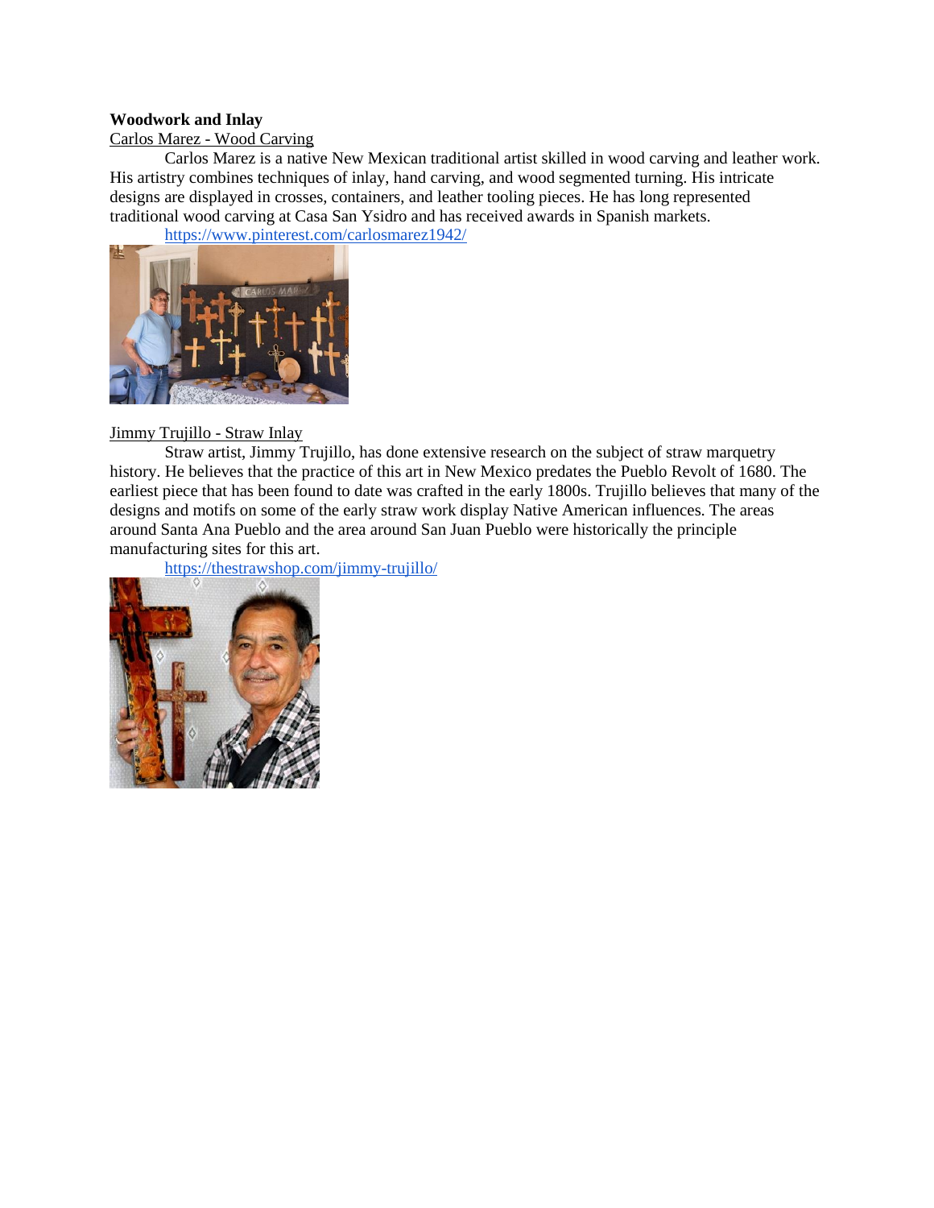**Woodwork and Inlay**

Carlos Marez - Wood Carving

Carlos Marez is a native New Mexican traditional artist skilled in wood carving and leather work. His artistry combines techniques of inlay, hand carving, and wood segmented turning. His intricate designs are displayed in crosses, containers, and leather tooling pieces. He has long represented traditional wood carving at Casa San Ysidro and has received awards in Spanish markets.

https://www.pinterest.com/carlosmarez1942/

Jimmy Trujillo - Straw Inlay

Straw artist, Jimmy Trujillo, has done extensive research on the subject of straw marquetry history. He believes that the practice of this art in New Mexico predates the Pueblo Revolt of 1680. The earliest piece that has been found to date was crafted in the early 1800s. Trujillo believes that many of the designs and motifs on some of the early straw work display Native American influences. The areas around Santa Ana Pueblo and the area around San Juan Pueblo were historically the principle manufacturing sites for this art.

https://thestrawshop.com/jimmy-trujillo/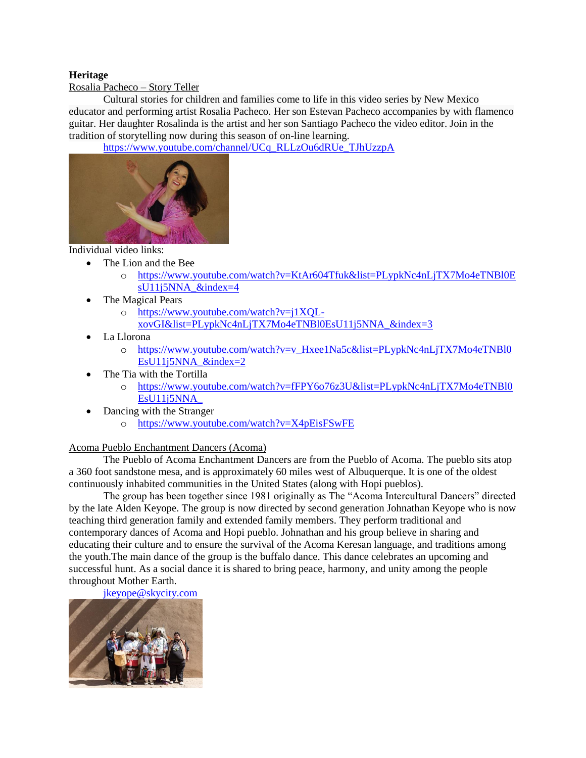**Heritage**

Rosalia Pacheco – Story Teller

Cultural stories for children and families come to life in this video series by New Mexico educator and performing artist Rosalia Pacheco. Her son Estevan Pacheco accompanies by with flamenco guitar. Her daughter Rosalinda is the artist and her son Santiago Pacheco the video editor. Join in the tradition of storytelling now during this season of on-line learning.

https://www.youtube.com/channel/UCq_RLLzOu6dRUe_TJhUzzpA

Individual video links:

- The Lion and the Bee
    - https://www.youtube.com/watch?v=KtAr604Tfuk&list=PLypkNc4nLjTX7Mo4eTNBl0EsU11j5NNA_&index=4
- The Magical Pears
    - https://www.youtube.com/watch?v=j1XQL-xovGI&list=PLypkNc4nLjTX7Mo4eTNBl0EsU11j5NNA_&index=3
- La Llorona
    - https://www.youtube.com/watch?v=v_Hxee1Na5c&list=PLypkNc4nLjTX7Mo4eTNBl0EsU11j5NNA_&index=2
- The Tia with the Tortilla
    - https://www.youtube.com/watch?v=fFPY6o76z3U&list=PLypkNc4nLjTX7Mo4eTNBl0EsU11j5NNA_
- Dancing with the Stranger
    - https://www.youtube.com/watch?v=X4pEisFSwFE

Acoma Pueblo Enchantment Dancers (Acoma)

The Pueblo of Acoma Enchantment Dancers are from the Pueblo of Acoma. The pueblo sits atop a 360 foot sandstone mesa, and is approximately 60 miles west of Albuquerque. It is one of the oldest continuously inhabited communities in the United States (along with Hopi pueblos).

The group has been together since 1981 originally as The "Acoma Intercultural Dancers" directed by the late Alden Keyope. The group is now directed by second generation Johnathan Keyope who is now teaching third generation family and extended family members. They perform traditional and contemporary dances of Acoma and Hopi pueblo. Johnathan and his group believe in sharing and educating their culture and to ensure the survival of the Acoma Keresan language, and traditions among the youth.The main dance of the group is the buffalo dance. This dance celebrates an upcoming and successful hunt. As a social dance it is shared to bring peace, harmony, and unity among the people throughout Mother Earth.

jkeyope@skycity.com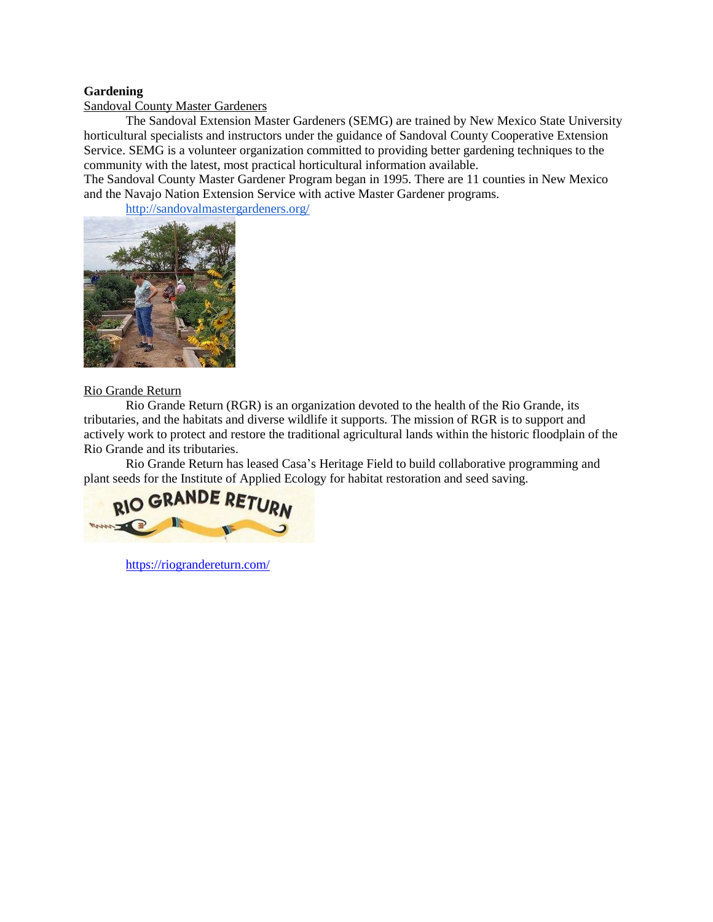**Gardening**

Sandoval County Master Gardeners

The Sandoval Extension Master Gardeners (SEMG) are trained by New Mexico State University horticultural specialists and instructors under the guidance of Sandoval County Cooperative Extension Service. SEMG is a volunteer organization committed to providing better gardening techniques to the community with the latest, most practical horticultural information available.

The Sandoval County Master Gardener Program began in 1995. There are 11 counties in New Mexico and the Navajo Nation Extension Service with active Master Gardener programs.

http://sandovalmastergardeners.org/

Rio Grande Return

Rio Grande Return (RGR) is an organization devoted to the health of the Rio Grande, its tributaries, and the habitats and diverse wildlife it supports. The mission of RGR is to support and actively work to protect and restore the traditional agricultural lands within the historic floodplain of the Rio Grande and its tributaries.

Rio Grande Return has leased Casa's Heritage Field to build collaborative programming and plant seeds for the Institute of Applied Ecology for habitat restoration and seed saving.

https://riograndereturn.com/